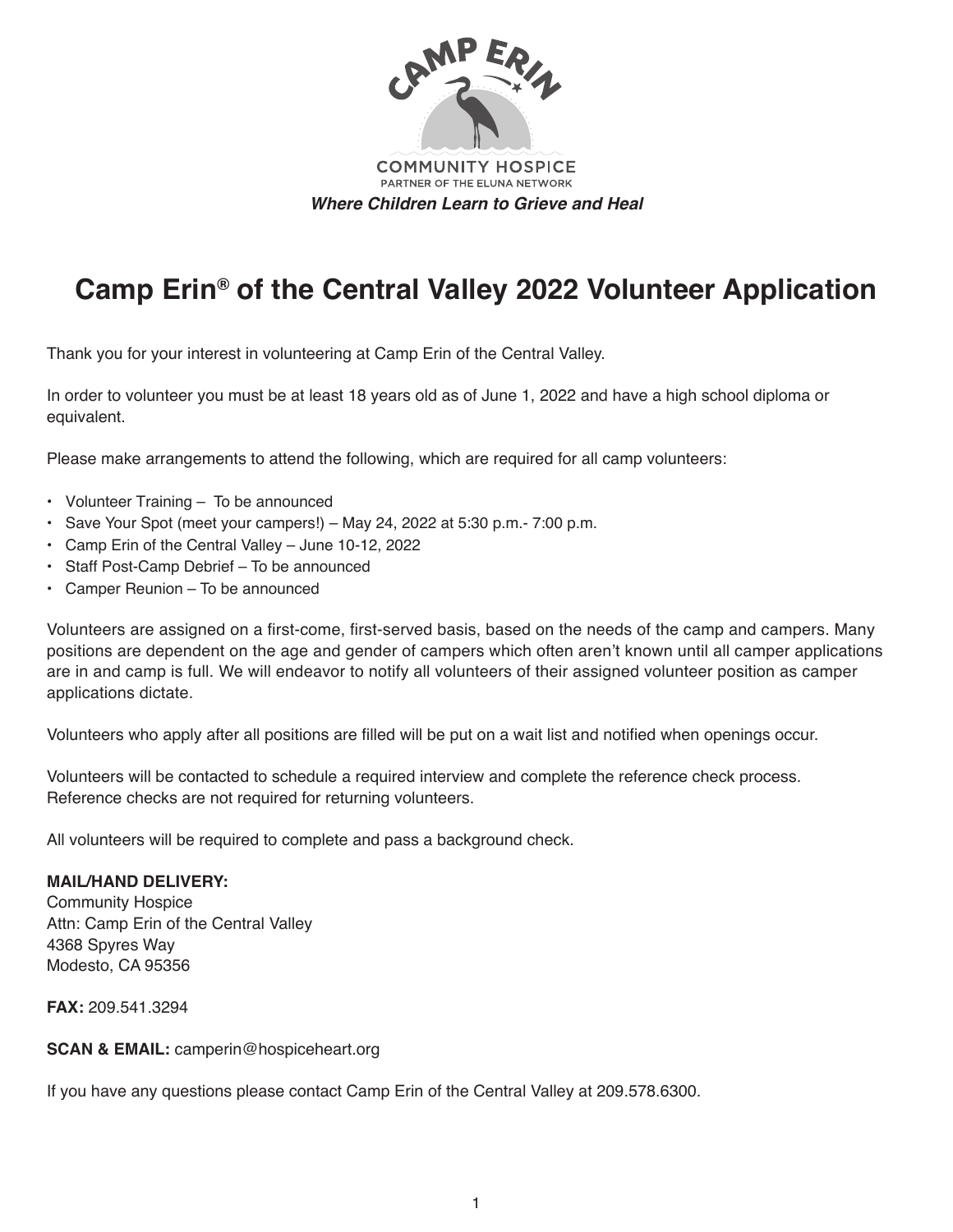CAMP ERIN

COMMUNITY HOSPICE

PARTNER OF THE ELUNA NETWORK

***Where Children Learn to Grieve and Heal***

# Camp Erin® of the Central Valley 2022 Volunteer Application

Thank you for your interest in volunteering at Camp Erin of the Central Valley.

In order to volunteer you must be at least 18 years old as of June 1, 2022 and have a high school diploma or equivalent.

Please make arrangements to attend the following, which are required for all camp volunteers:

- Volunteer Training – To be announced
- Save Your Spot (meet your campers!) – May 24, 2022 at 5:30 p.m.- 7:00 p.m.
- Camp Erin of the Central Valley – June 10-12, 2022
- Staff Post-Camp Debrief – To be announced
- Camper Reunion – To be announced

Volunteers are assigned on a first-come, first-served basis, based on the needs of the camp and campers. Many positions are dependent on the age and gender of campers which often aren't known until all camper applications are in and camp is full. We will endeavor to notify all volunteers of their assigned volunteer position as camper applications dictate.

Volunteers who apply after all positions are filled will be put on a wait list and notified when openings occur.

Volunteers will be contacted to schedule a required interview and complete the reference check process. Reference checks are not required for returning volunteers.

All volunteers will be required to complete and pass a background check.

**MAIL/HAND DELIVERY:**
Community Hospice
Attn: Camp Erin of the Central Valley
4368 Spyres Way
Modesto, CA 95356

**FAX:** 209.541.3294

**SCAN & EMAIL:** camperin@hospiceheart.org

If you have any questions please contact Camp Erin of the Central Valley at 209.578.6300.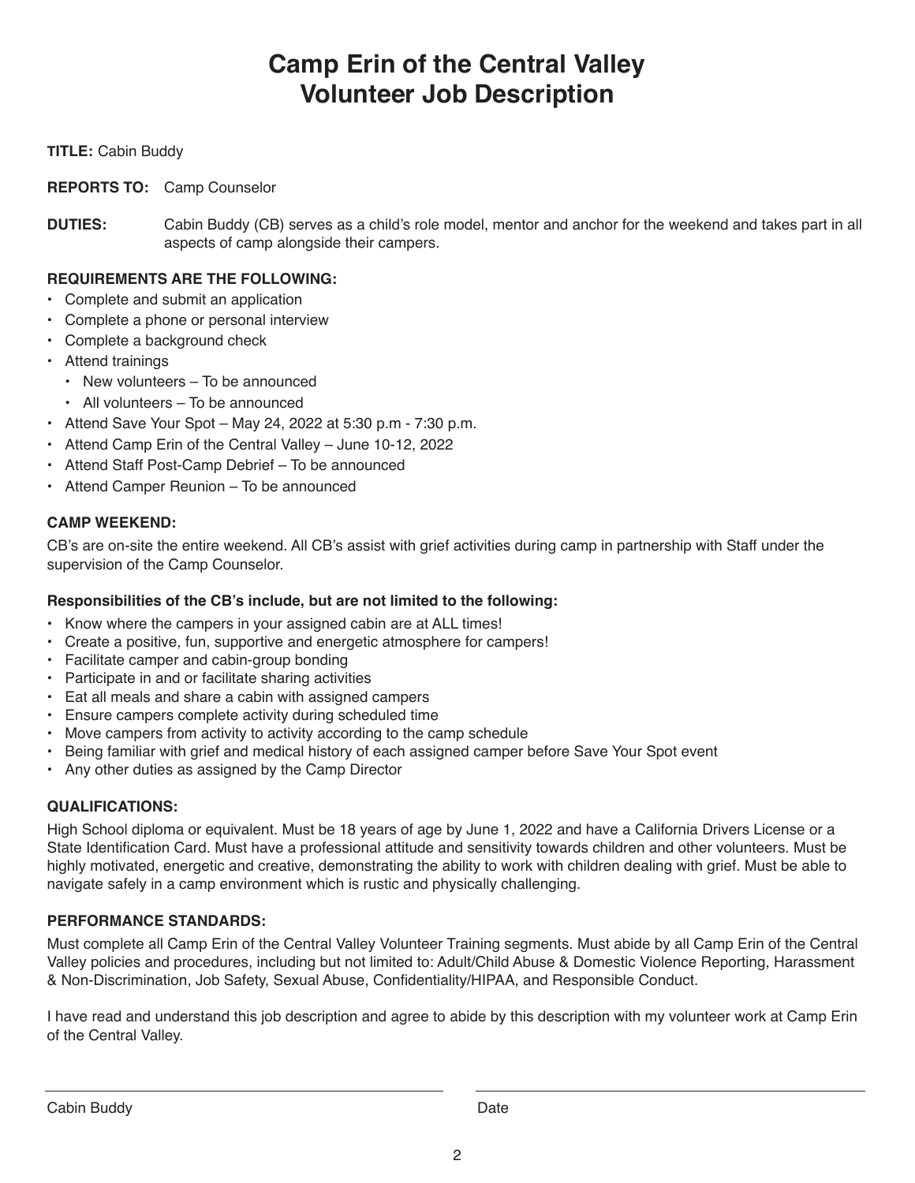# Camp Erin of the Central Valley
# Volunteer Job Description

**TITLE:** Cabin Buddy

**REPORTS TO:** Camp Counselor

**DUTIES:** Cabin Buddy (CB) serves as a child's role model, mentor and anchor for the weekend and takes part in all aspects of camp alongside their campers.

**REQUIREMENTS ARE THE FOLLOWING:**

- Complete and submit an application
- Complete a phone or personal interview
- Complete a background check
- Attend trainings
  - New volunteers – To be announced
  - All volunteers – To be announced
- Attend Save Your Spot – May 24, 2022 at 5:30 p.m - 7:30 p.m.
- Attend Camp Erin of the Central Valley – June 10-12, 2022
- Attend Staff Post-Camp Debrief – To be announced
- Attend Camper Reunion – To be announced

**CAMP WEEKEND:**

CB's are on-site the entire weekend. All CB's assist with grief activities during camp in partnership with Staff under the supervision of the Camp Counselor.

**Responsibilities of the CB's include, but are not limited to the following:**

- Know where the campers in your assigned cabin are at ALL times!
- Create a positive, fun, supportive and energetic atmosphere for campers!
- Facilitate camper and cabin-group bonding
- Participate in and or facilitate sharing activities
- Eat all meals and share a cabin with assigned campers
- Ensure campers complete activity during scheduled time
- Move campers from activity to activity according to the camp schedule
- Being familiar with grief and medical history of each assigned camper before Save Your Spot event
- Any other duties as assigned by the Camp Director

**QUALIFICATIONS:**

High School diploma or equivalent. Must be 18 years of age by June 1, 2022 and have a California Drivers License or a State Identification Card. Must have a professional attitude and sensitivity towards children and other volunteers. Must be highly motivated, energetic and creative, demonstrating the ability to work with children dealing with grief. Must be able to navigate safely in a camp environment which is rustic and physically challenging.

**PERFORMANCE STANDARDS:**

Must complete all Camp Erin of the Central Valley Volunteer Training segments. Must abide by all Camp Erin of the Central Valley policies and procedures, including but not limited to: Adult/Child Abuse & Domestic Violence Reporting, Harassment & Non-Discrimination, Job Safety, Sexual Abuse, Confidentiality/HIPAA, and Responsible Conduct.

I have read and understand this job description and agree to abide by this description with my volunteer work at Camp Erin of the Central Valley.

_______________________________ _______________________________

Cabin Buddy Date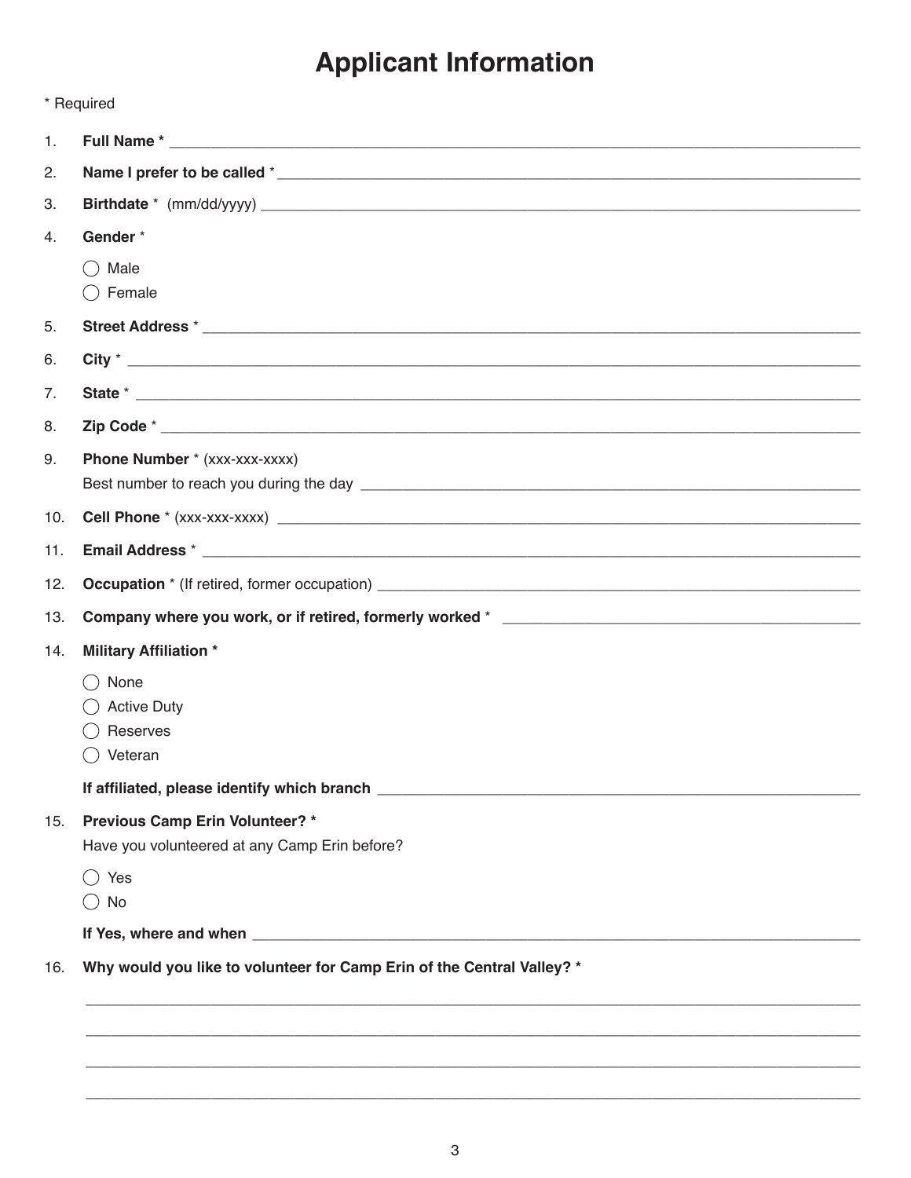# Applicant Information

\* Required

1. **Full Name \*** ______________________________________________
2. **Name I prefer to be called** \* ______________________________________________
3. **Birthdate** \* (mm/dd/yyyy) ______________________________________________
4. **Gender** \*
   - ◯ Male
   - ◯ Female
5. **Street Address** \* ______________________________________________
6. **City** \* ______________________________________________
7. **State** \* ______________________________________________
8. **Zip Code** \* ______________________________________________
9. **Phone Number** \* (xxx-xxx-xxxx)
   Best number to reach you during the day ______________________________________________
10. **Cell Phone** \* (xxx-xxx-xxxx) ______________________________________________
11. **Email Address** \* ______________________________________________
12. **Occupation** \* (If retired, former occupation) ______________________________________________
13. **Company where you work, or if retired, formerly worked** \* ______________________________________________
14. **Military Affiliation \***
    - ◯ None
    - ◯ Active Duty
    - ◯ Reserves
    - ◯ Veteran

    **If affiliated, please identify which branch** ______________________________________________
15. **Previous Camp Erin Volunteer? \***
    Have you volunteered at any Camp Erin before?
    - ◯ Yes
    - ◯ No

    **If Yes, where and when** ______________________________________________
16. **Why would you like to volunteer for Camp Erin of the Central Valley? \***

    ______________________________________________

    ______________________________________________

    ______________________________________________

    ______________________________________________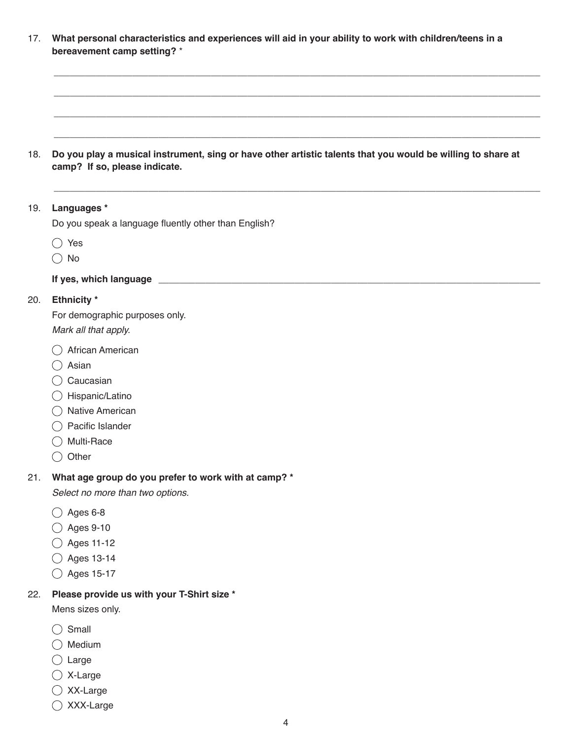17. **What personal characteristics and experiences will aid in your ability to work with children/teens in a bereavement camp setting?** *

________________________________________________________________________________

________________________________________________________________________________

________________________________________________________________________________

________________________________________________________________________________

18. **Do you play a musical instrument, sing or have other artistic talents that you would be willing to share at camp? If so, please indicate.**

________________________________________________________________________________

19. **Languages ***

Do you speak a language fluently other than English?

◯ Yes

◯ No

**If yes, which language** ________________________________________________________________

20. **Ethnicity ***

For demographic purposes only.

*Mark all that apply.*

◯ African American

◯ Asian

◯ Caucasian

◯ Hispanic/Latino

◯ Native American

◯ Pacific Islander

◯ Multi-Race

◯ Other

21. **What age group do you prefer to work with at camp? ***

*Select no more than two options.*

◯ Ages 6-8

◯ Ages 9-10

◯ Ages 11-12

◯ Ages 13-14

◯ Ages 15-17

22. **Please provide us with your T-Shirt size ***

Mens sizes only.

◯ Small

◯ Medium

◯ Large

◯ X-Large

◯ XX-Large

◯ XXX-Large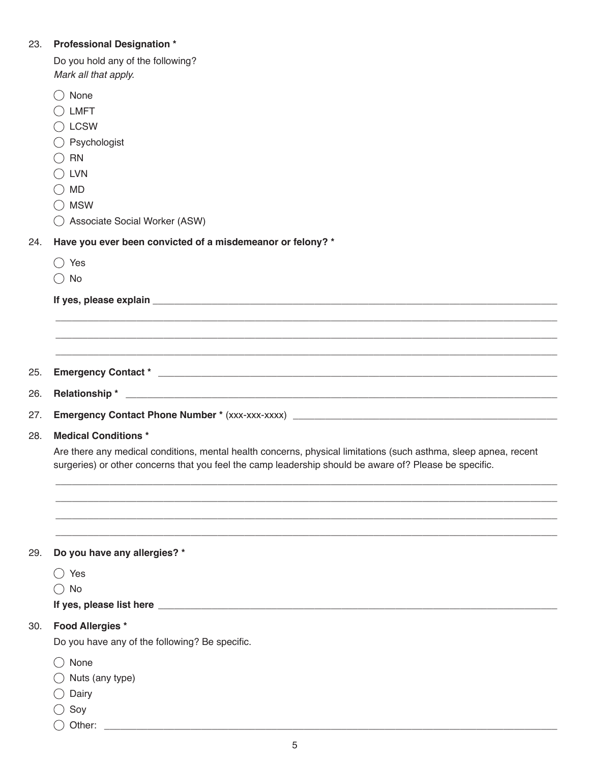23. **Professional Designation ***

    Do you hold any of the following?
    *Mark all that apply.*

    - ◯ None
    - ◯ LMFT
    - ◯ LCSW
    - ◯ Psychologist
    - ◯ RN
    - ◯ LVN
    - ◯ MD
    - ◯ MSW
    - ◯ Associate Social Worker (ASW)

24. **Have you ever been convicted of a misdemeanor or felony? ***

    - ◯ Yes
    - ◯ No

    **If yes, please explain** ____________________________________________

    ____________________________________________

    ____________________________________________

    ____________________________________________

25. **Emergency Contact *** ____________________________________________

26. **Relationship *** ____________________________________________

27. **Emergency Contact Phone Number *** (xxx-xxx-xxxx) ______________________________

28. **Medical Conditions ***

    Are there any medical conditions, mental health concerns, physical limitations (such asthma, sleep apnea, recent surgeries) or other concerns that you feel the camp leadership should be aware of? Please be specific.

    ____________________________________________

    ____________________________________________

    ____________________________________________

    ____________________________________________

29. **Do you have any allergies? ***

    - ◯ Yes
    - ◯ No

    **If yes, please list here** ____________________________________________

30. **Food Allergies ***

    Do you have any of the following? Be specific.

    - ◯ None
    - ◯ Nuts (any type)
    - ◯ Dairy
    - ◯ Soy
    - ◯ Other: ____________________________________________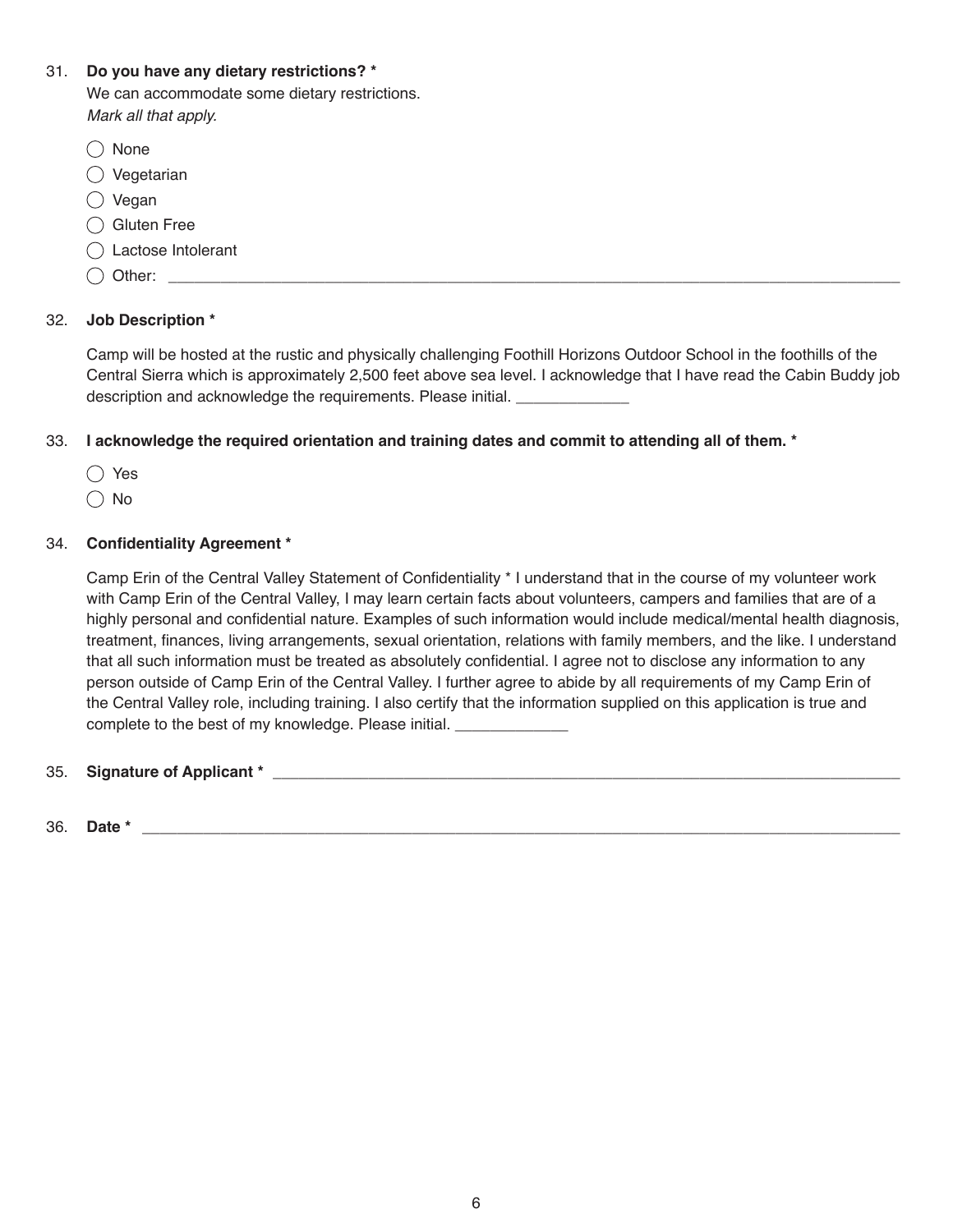31. **Do you have any dietary restrictions? ***

    We can accommodate some dietary restrictions.

    *Mark all that apply.*

    - ◯ None
    - ◯ Vegetarian
    - ◯ Vegan
    - ◯ Gluten Free
    - ◯ Lactose Intolerant
    - ◯ Other: ______________________________

32. **Job Description ***

    Camp will be hosted at the rustic and physically challenging Foothill Horizons Outdoor School in the foothills of the Central Sierra which is approximately 2,500 feet above sea level. I acknowledge that I have read the Cabin Buddy job description and acknowledge the requirements. Please initial. _____________

33. **I acknowledge the required orientation and training dates and commit to attending all of them. ***

    - ◯ Yes
    - ◯ No

34. **Confidentiality Agreement ***

    Camp Erin of the Central Valley Statement of Confidentiality * I understand that in the course of my volunteer work with Camp Erin of the Central Valley, I may learn certain facts about volunteers, campers and families that are of a highly personal and confidential nature. Examples of such information would include medical/mental health diagnosis, treatment, finances, living arrangements, sexual orientation, relations with family members, and the like. I understand that all such information must be treated as absolutely confidential. I agree not to disclose any information to any person outside of Camp Erin of the Central Valley. I further agree to abide by all requirements of my Camp Erin of the Central Valley role, including training. I also certify that the information supplied on this application is true and complete to the best of my knowledge. Please initial. _____________

35. **Signature of Applicant *** ______________________________

36. **Date *** ______________________________